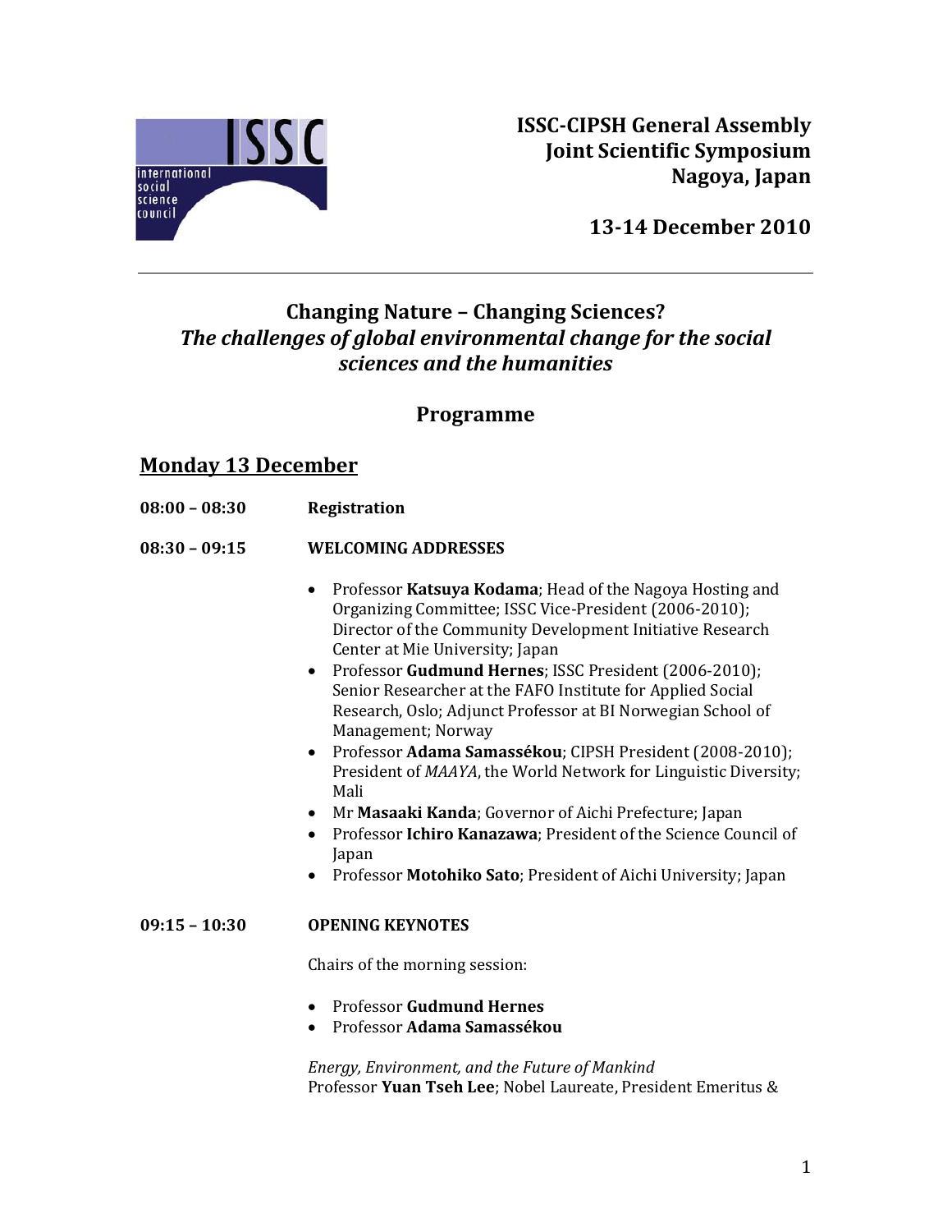**ISSC-CIPSH General Assembly**
**Joint Scientific Symposium**
**Nagoya, Japan**

**13-14 December 2010**

---

# Changing Nature – Changing Sciences?
## *The challenges of global environmental change for the social sciences and the humanities*

## Programme

## Monday 13 December

**08:00 – 08:30** **Registration**

**08:30 – 09:15** **WELCOMING ADDRESSES**

- Professor **Katsuya Kodama**; Head of the Nagoya Hosting and Organizing Committee; ISSC Vice-President (2006-2010); Director of the Community Development Initiative Research Center at Mie University; Japan
- Professor **Gudmund Hernes**; ISSC President (2006-2010); Senior Researcher at the FAFO Institute for Applied Social Research, Oslo; Adjunct Professor at BI Norwegian School of Management; Norway
- Professor **Adama Samassékou**; CIPSH President (2008-2010); President of *MAAYA*, the World Network for Linguistic Diversity; Mali
- Mr **Masaaki Kanda**; Governor of Aichi Prefecture; Japan
- Professor **Ichiro Kanazawa**; President of the Science Council of Japan
- Professor **Motohiko Sato**; President of Aichi University; Japan

**09:15 – 10:30** **OPENING KEYNOTES**

Chairs of the morning session:

- Professor **Gudmund Hernes**
- Professor **Adama Samassékou**

*Energy, Environment, and the Future of Mankind*
Professor **Yuan Tseh Lee**; Nobel Laureate, President Emeritus &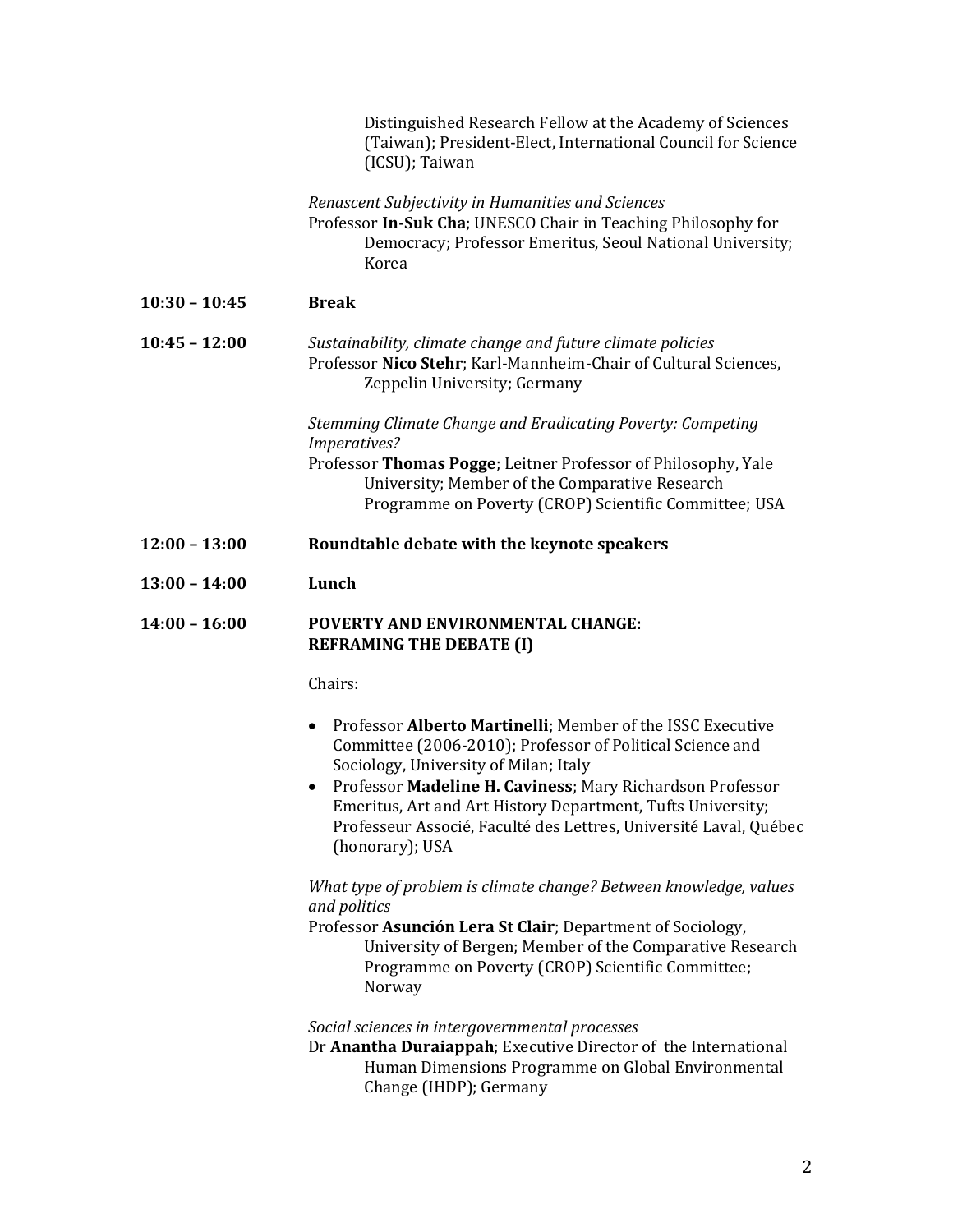Distinguished Research Fellow at the Academy of Sciences (Taiwan); President-Elect, International Council for Science (ICSU); Taiwan

*Renascent Subjectivity in Humanities and Sciences*
Professor **In-Suk Cha**; UNESCO Chair in Teaching Philosophy for Democracy; Professor Emeritus, Seoul National University; Korea

**10:30 – 10:45** **Break**

**10:45 – 12:00** *Sustainability, climate change and future climate policies*
Professor **Nico Stehr**; Karl-Mannheim-Chair of Cultural Sciences, Zeppelin University; Germany

*Stemming Climate Change and Eradicating Poverty: Competing Imperatives?*
Professor **Thomas Pogge**; Leitner Professor of Philosophy, Yale University; Member of the Comparative Research Programme on Poverty (CROP) Scientific Committee; USA

**12:00 – 13:00** **Roundtable debate with the keynote speakers**

**13:00 – 14:00** **Lunch**

**14:00 – 16:00** **POVERTY AND ENVIRONMENTAL CHANGE: REFRAMING THE DEBATE (I)**

Chairs:

- Professor **Alberto Martinelli**; Member of the ISSC Executive Committee (2006-2010); Professor of Political Science and Sociology, University of Milan; Italy
- Professor **Madeline H. Caviness**; Mary Richardson Professor Emeritus, Art and Art History Department, Tufts University; Professeur Associé, Faculté des Lettres, Université Laval, Québec (honorary); USA

*What type of problem is climate change? Between knowledge, values and politics*
Professor **Asunción Lera St Clair**; Department of Sociology, University of Bergen; Member of the Comparative Research Programme on Poverty (CROP) Scientific Committee; Norway

*Social sciences in intergovernmental processes*
Dr **Anantha Duraiappah**; Executive Director of the International Human Dimensions Programme on Global Environmental Change (IHDP); Germany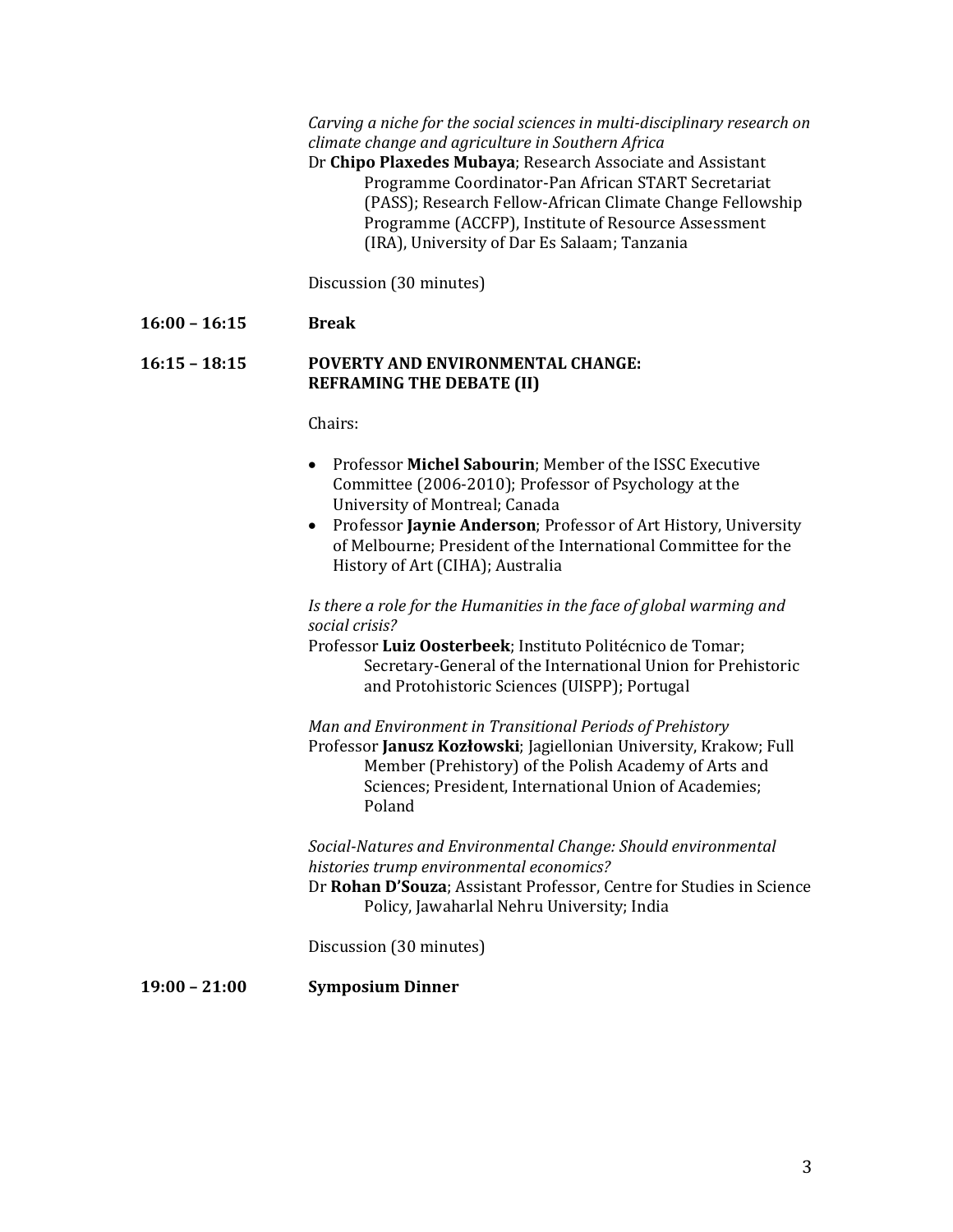*Carving a niche for the social sciences in multi-disciplinary research on climate change and agriculture in Southern Africa*
Dr **Chipo Plaxedes Mubaya**; Research Associate and Assistant Programme Coordinator-Pan African START Secretariat (PASS); Research Fellow-African Climate Change Fellowship Programme (ACCFP), Institute of Resource Assessment (IRA), University of Dar Es Salaam; Tanzania

Discussion (30 minutes)

**16:00 – 16:15** **Break**

**16:15 – 18:15** **POVERTY AND ENVIRONMENTAL CHANGE: REFRAMING THE DEBATE (II)**

Chairs:

- Professor **Michel Sabourin**; Member of the ISSC Executive Committee (2006-2010); Professor of Psychology at the University of Montreal; Canada
- Professor **Jaynie Anderson**; Professor of Art History, University of Melbourne; President of the International Committee for the History of Art (CIHA); Australia

*Is there a role for the Humanities in the face of global warming and social crisis?*
Professor **Luiz Oosterbeek**; Instituto Politécnico de Tomar; Secretary-General of the International Union for Prehistoric and Protohistoric Sciences (UISPP); Portugal

*Man and Environment in Transitional Periods of Prehistory*
Professor **Janusz Kozłowski**; Jagiellonian University, Krakow; Full Member (Prehistory) of the Polish Academy of Arts and Sciences; President, International Union of Academies; Poland

*Social-Natures and Environmental Change: Should environmental histories trump environmental economics?*
Dr **Rohan D'Souza**; Assistant Professor, Centre for Studies in Science Policy, Jawaharlal Nehru University; India

Discussion (30 minutes)

**19:00 – 21:00** **Symposium Dinner**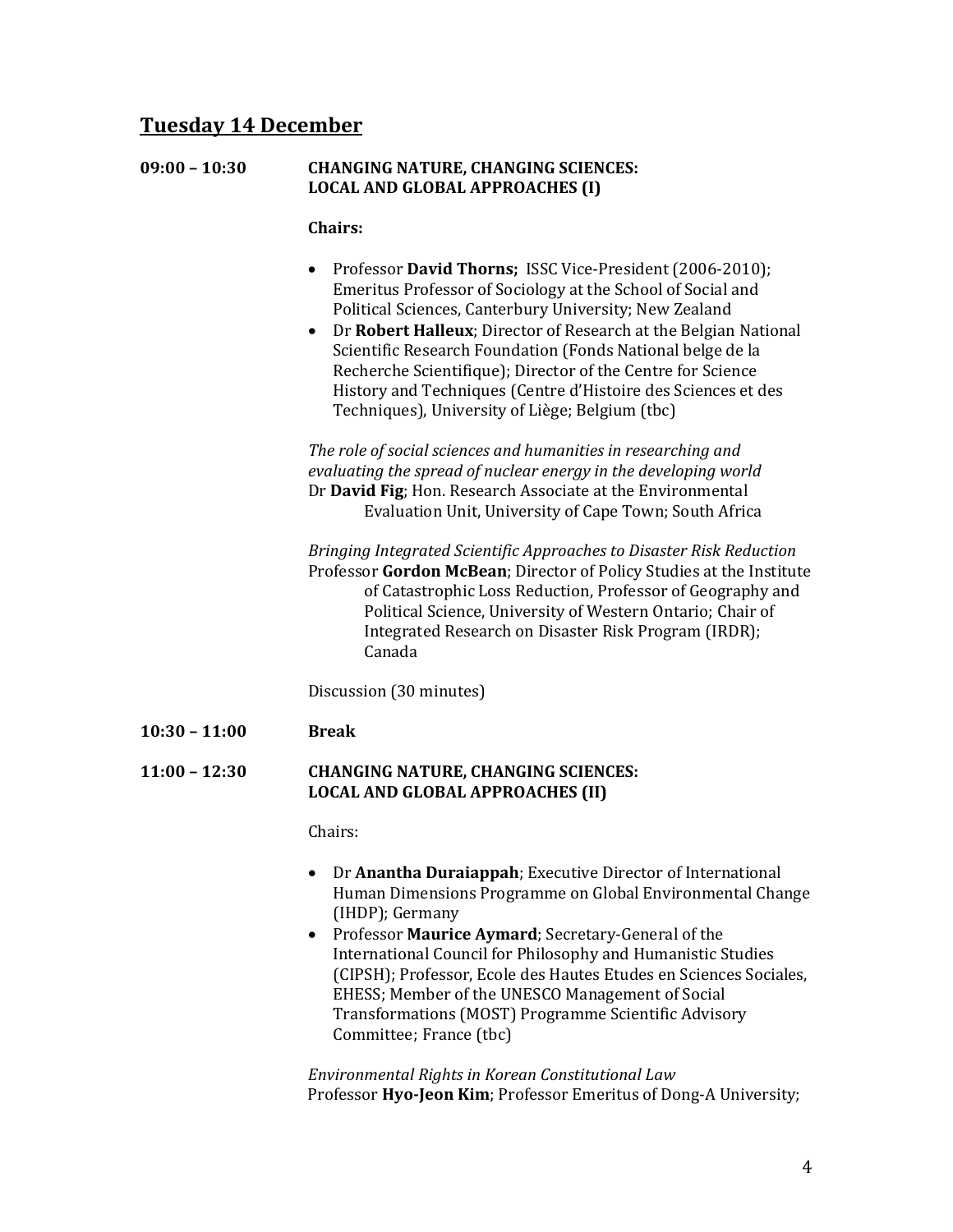## Tuesday 14 December

**09:00 – 10:30** **CHANGING NATURE, CHANGING SCIENCES: LOCAL AND GLOBAL APPROACHES (I)**

**Chairs:**

- Professor **David Thorns;** ISSC Vice-President (2006-2010); Emeritus Professor of Sociology at the School of Social and Political Sciences, Canterbury University; New Zealand
- Dr **Robert Halleux**; Director of Research at the Belgian National Scientific Research Foundation (Fonds National belge de la Recherche Scientifique); Director of the Centre for Science History and Techniques (Centre d'Histoire des Sciences et des Techniques), University of Liège; Belgium (tbc)

*The role of social sciences and humanities in researching and evaluating the spread of nuclear energy in the developing world*
Dr **David Fig**; Hon. Research Associate at the Environmental Evaluation Unit, University of Cape Town; South Africa

*Bringing Integrated Scientific Approaches to Disaster Risk Reduction*
Professor **Gordon McBean**; Director of Policy Studies at the Institute of Catastrophic Loss Reduction, Professor of Geography and Political Science, University of Western Ontario; Chair of Integrated Research on Disaster Risk Program (IRDR); Canada

Discussion (30 minutes)

**10:30 – 11:00** **Break**

**11:00 – 12:30** **CHANGING NATURE, CHANGING SCIENCES: LOCAL AND GLOBAL APPROACHES (II)**

Chairs:

- Dr **Anantha Duraiappah**; Executive Director of International Human Dimensions Programme on Global Environmental Change (IHDP); Germany
- Professor **Maurice Aymard**; Secretary-General of the International Council for Philosophy and Humanistic Studies (CIPSH); Professor, Ecole des Hautes Etudes en Sciences Sociales, EHESS; Member of the UNESCO Management of Social Transformations (MOST) Programme Scientific Advisory Committee; France (tbc)

*Environmental Rights in Korean Constitutional Law*
Professor **Hyo-Jeon Kim**; Professor Emeritus of Dong-A University;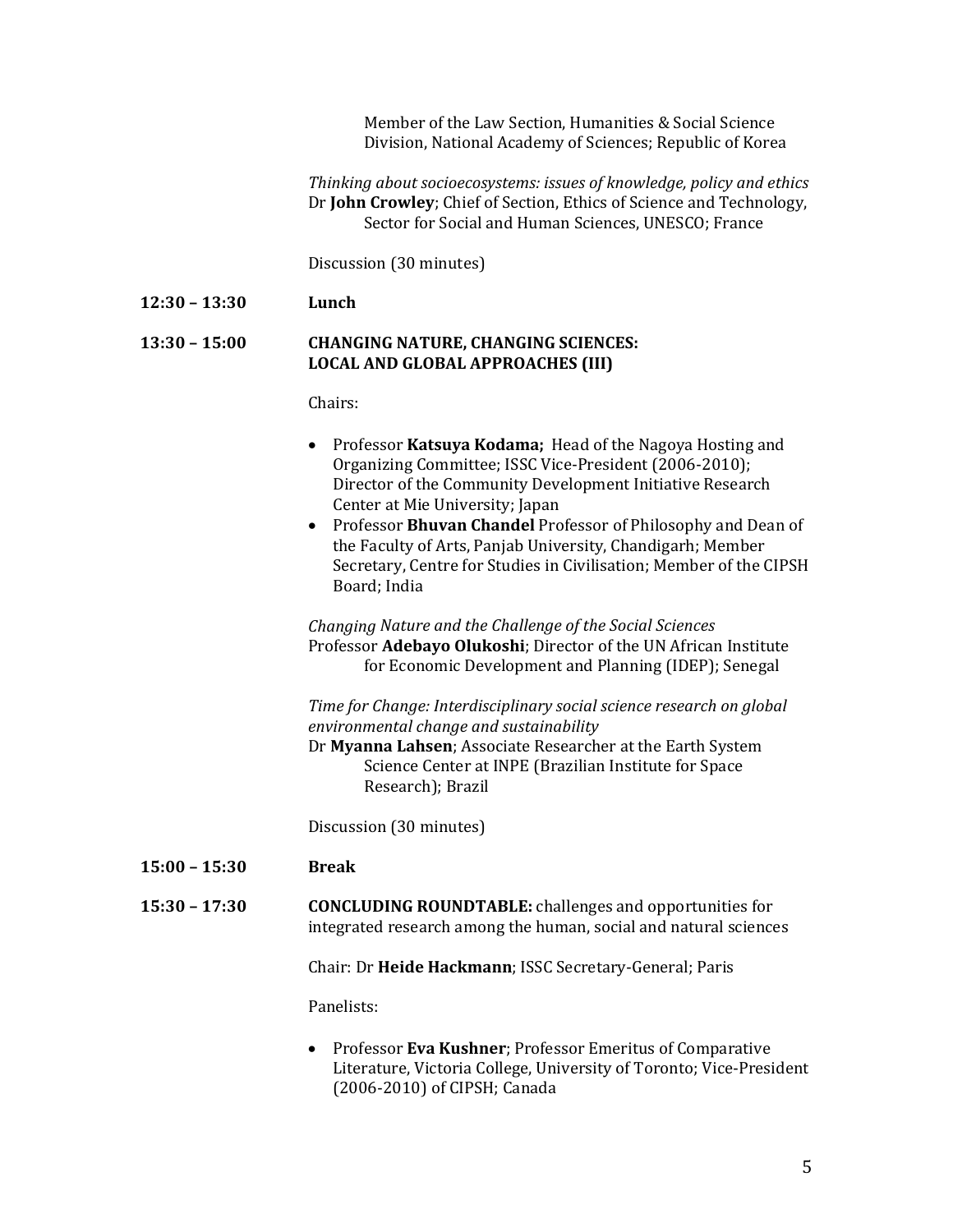Member of the Law Section, Humanities & Social Science Division, National Academy of Sciences; Republic of Korea

*Thinking about socioecosystems: issues of knowledge, policy and ethics*
Dr **John Crowley**; Chief of Section, Ethics of Science and Technology, Sector for Social and Human Sciences, UNESCO; France

Discussion (30 minutes)

**12:30 – 13:30** **Lunch**

**13:30 – 15:00** **CHANGING NATURE, CHANGING SCIENCES: LOCAL AND GLOBAL APPROACHES (III)**

Chairs:

- Professor **Katsuya Kodama;** Head of the Nagoya Hosting and Organizing Committee; ISSC Vice-President (2006-2010); Director of the Community Development Initiative Research Center at Mie University; Japan
- Professor **Bhuvan Chandel** Professor of Philosophy and Dean of the Faculty of Arts, Panjab University, Chandigarh; Member Secretary, Centre for Studies in Civilisation; Member of the CIPSH Board; India

*Changing Nature and the Challenge of the Social Sciences*
Professor **Adebayo Olukoshi**; Director of the UN African Institute for Economic Development and Planning (IDEP); Senegal

*Time for Change: Interdisciplinary social science research on global environmental change and sustainability*
Dr **Myanna Lahsen**; Associate Researcher at the Earth System Science Center at INPE (Brazilian Institute for Space Research); Brazil

Discussion (30 minutes)

**15:00 – 15:30** **Break**

**15:30 – 17:30** **CONCLUDING ROUNDTABLE:** challenges and opportunities for integrated research among the human, social and natural sciences

Chair: Dr **Heide Hackmann**; ISSC Secretary-General; Paris

Panelists:

- Professor **Eva Kushner**; Professor Emeritus of Comparative Literature, Victoria College, University of Toronto; Vice-President (2006-2010) of CIPSH; Canada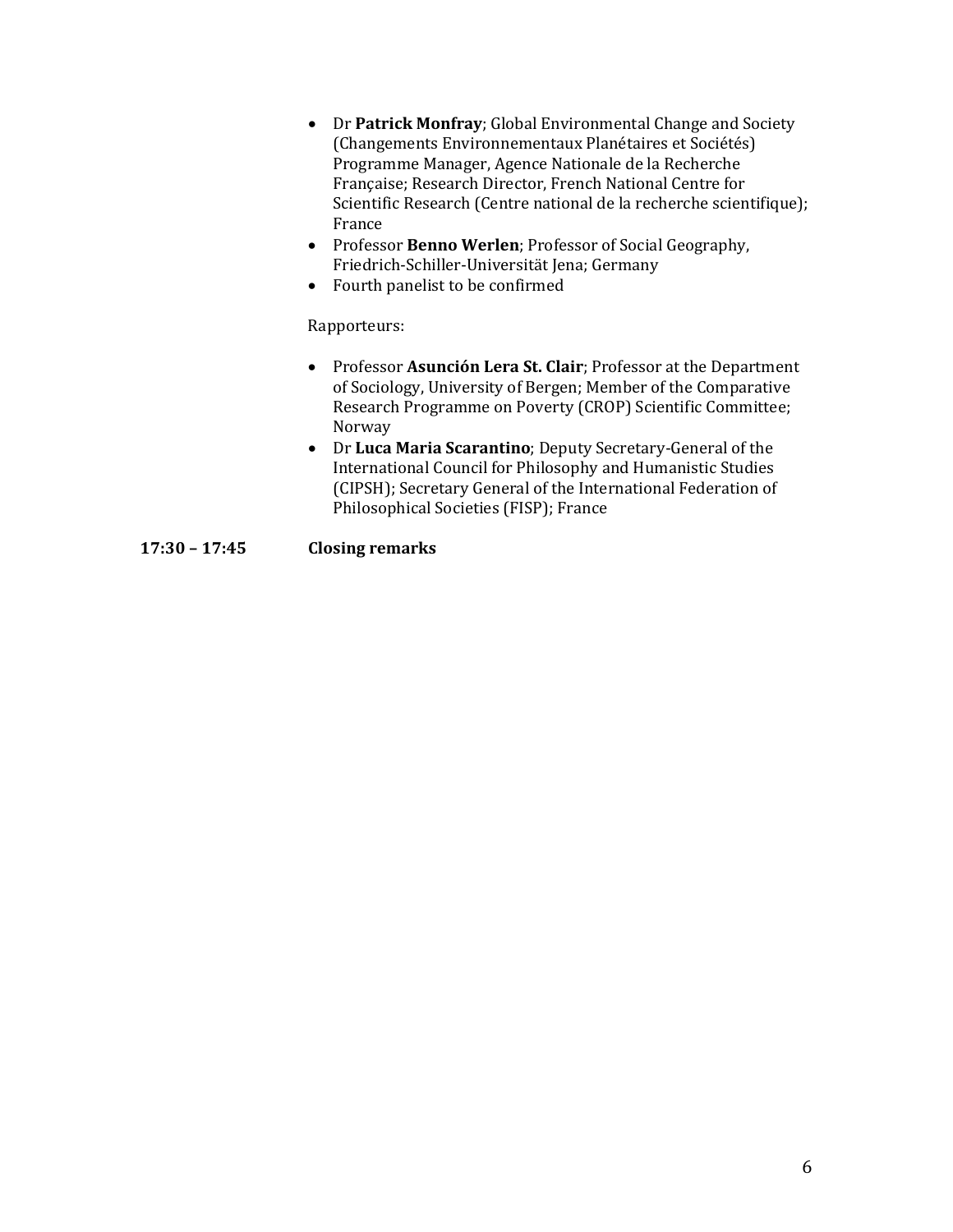- Dr **Patrick Monfray**; Global Environmental Change and Society (Changements Environnementaux Planétaires et Sociétés) Programme Manager, Agence Nationale de la Recherche Française; Research Director, French National Centre for Scientific Research (Centre national de la recherche scientifique); France
- Professor **Benno Werlen**; Professor of Social Geography, Friedrich-Schiller-Universität Jena; Germany
- Fourth panelist to be confirmed

Rapporteurs:

- Professor **Asunción Lera St. Clair**; Professor at the Department of Sociology, University of Bergen; Member of the Comparative Research Programme on Poverty (CROP) Scientific Committee; Norway
- Dr **Luca Maria Scarantino**; Deputy Secretary-General of the International Council for Philosophy and Humanistic Studies (CIPSH); Secretary General of the International Federation of Philosophical Societies (FISP); France

**17:30 – 17:45** **Closing remarks**